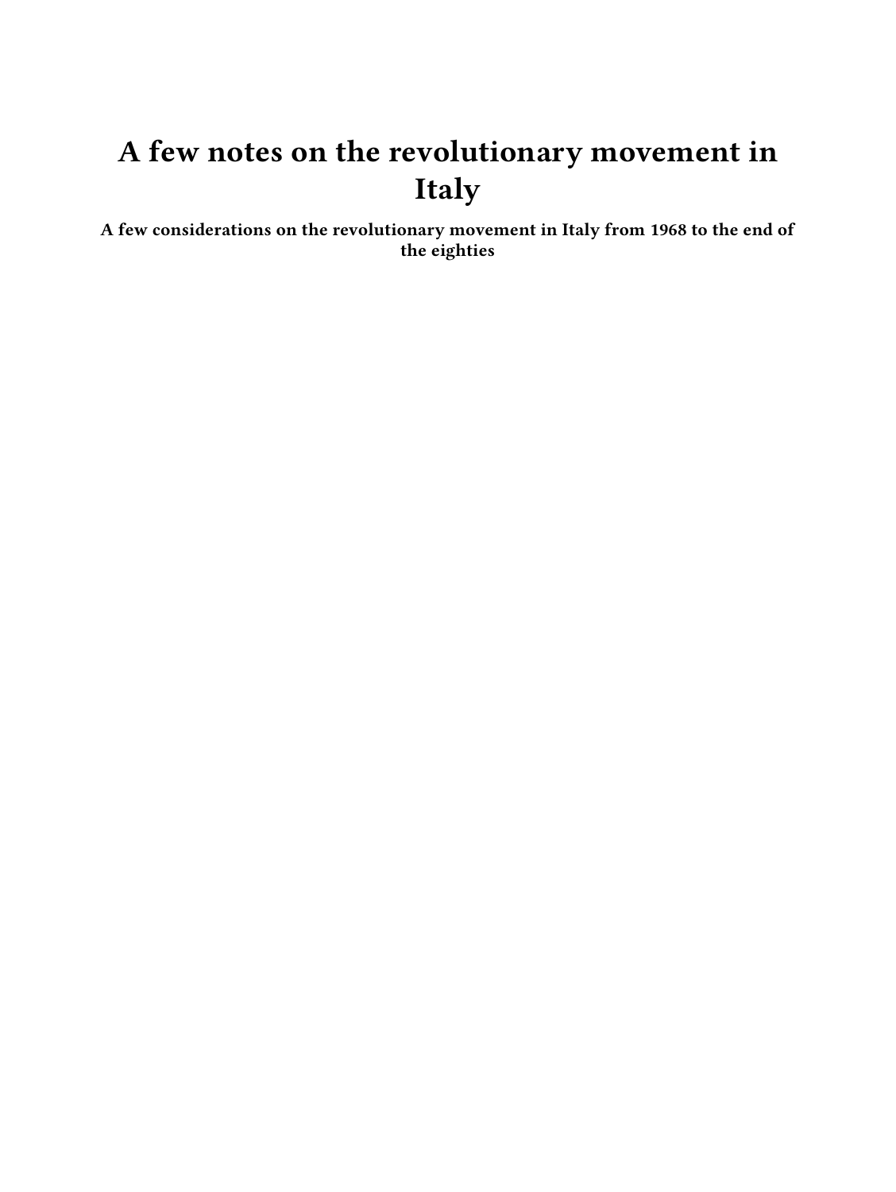# A few notes on the revolutionary movement in Italy

**A few considerations on the revolutionary movement in Italy from 1968 to the end of the eighties**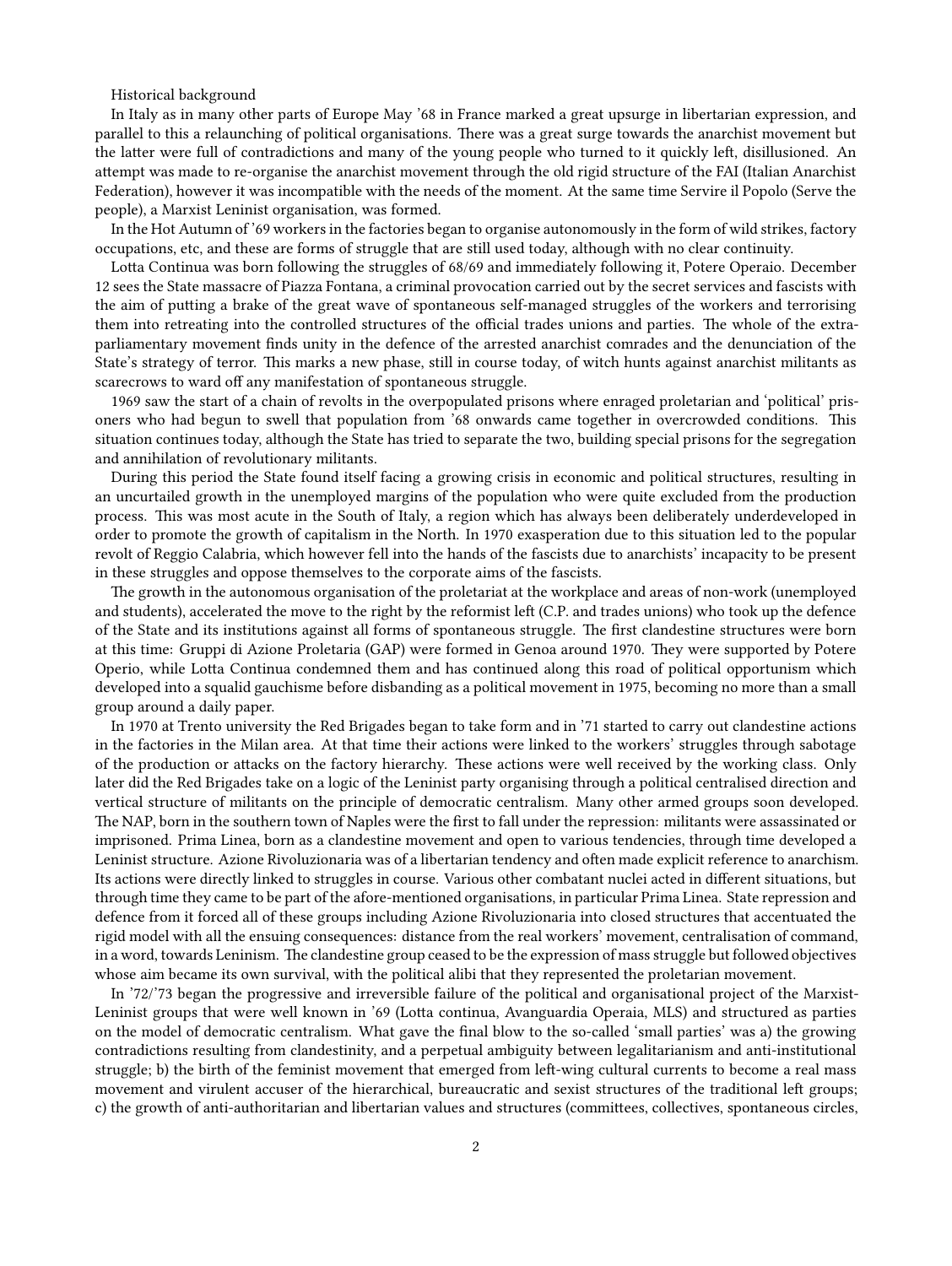Historical background

In Italy as in many other parts of Europe May '68 in France marked a great upsurge in libertarian expression, and parallel to this a relaunching of political organisations. There was a great surge towards the anarchist movement but the latter were full of contradictions and many of the young people who turned to it quickly left, disillusioned. An attempt was made to re-organise the anarchist movement through the old rigid structure of the FAI (Italian Anarchist Federation), however it was incompatible with the needs of the moment. At the same time Servire il Popolo (Serve the people), a Marxist Leninist organisation, was formed.

In the Hot Autumn of '69 workers in the factories began to organise autonomously in the form of wild strikes, factory occupations, etc, and these are forms of struggle that are still used today, although with no clear continuity.

Lotta Continua was born following the struggles of 68/69 and immediately following it, Potere Operaio. December 12 sees the State massacre of Piazza Fontana, a criminal provocation carried out by the secret services and fascists with the aim of putting a brake of the great wave of spontaneous self-managed struggles of the workers and terrorising them into retreating into the controlled structures of the official trades unions and parties. The whole of the extra-parliamentary movement finds unity in the defence of the arrested anarchist comrades and the denunciation of the State's strategy of terror. This marks a new phase, still in course today, of witch hunts against anarchist militants as scarecrows to ward off any manifestation of spontaneous struggle.

1969 saw the start of a chain of revolts in the overpopulated prisons where enraged proletarian and 'political' prisoners who had begun to swell that population from '68 onwards came together in overcrowded conditions. This situation continues today, although the State has tried to separate the two, building special prisons for the segregation and annihilation of revolutionary militants.

During this period the State found itself facing a growing crisis in economic and political structures, resulting in an uncurtailed growth in the unemployed margins of the population who were quite excluded from the production process. This was most acute in the South of Italy, a region which has always been deliberately underdeveloped in order to promote the growth of capitalism in the North. In 1970 exasperation due to this situation led to the popular revolt of Reggio Calabria, which however fell into the hands of the fascists due to anarchists' incapacity to be present in these struggles and oppose themselves to the corporate aims of the fascists.

The growth in the autonomous organisation of the proletariat at the workplace and areas of non-work (unemployed and students), accelerated the move to the right by the reformist left (C.P. and trades unions) who took up the defence of the State and its institutions against all forms of spontaneous struggle. The first clandestine structures were born at this time: Gruppi di Azione Proletaria (GAP) were formed in Genoa around 1970. They were supported by Potere Operio, while Lotta Continua condemned them and has continued along this road of political opportunism which developed into a squalid gauchisme before disbanding as a political movement in 1975, becoming no more than a small group around a daily paper.

In 1970 at Trento university the Red Brigades began to take form and in '71 started to carry out clandestine actions in the factories in the Milan area. At that time their actions were linked to the workers' struggles through sabotage of the production or attacks on the factory hierarchy. These actions were well received by the working class. Only later did the Red Brigades take on a logic of the Leninist party organising through a political centralised direction and vertical structure of militants on the principle of democratic centralism. Many other armed groups soon developed. The NAP, born in the southern town of Naples were the first to fall under the repression: militants were assassinated or imprisoned. Prima Linea, born as a clandestine movement and open to various tendencies, through time developed a Leninist structure. Azione Rivoluzionaria was of a libertarian tendency and often made explicit reference to anarchism. Its actions were directly linked to struggles in course. Various other combatant nuclei acted in different situations, but through time they came to be part of the afore-mentioned organisations, in particular Prima Linea. State repression and defence from it forced all of these groups including Azione Rivoluzionaria into closed structures that accentuated the rigid model with all the ensuing consequences: distance from the real workers' movement, centralisation of command, in a word, towards Leninism. The clandestine group ceased to be the expression of mass struggle but followed objectives whose aim became its own survival, with the political alibi that they represented the proletarian movement.

In '72/'73 began the progressive and irreversible failure of the political and organisational project of the Marxist-Leninist groups that were well known in '69 (Lotta continua, Avanguardia Operaia, MLS) and structured as parties on the model of democratic centralism. What gave the final blow to the so-called 'small parties' was a) the growing contradictions resulting from clandestinity, and a perpetual ambiguity between legalitarianism and anti-institutional struggle; b) the birth of the feminist movement that emerged from left-wing cultural currents to become a real mass movement and virulent accuser of the hierarchical, bureaucratic and sexist structures of the traditional left groups; c) the growth of anti-authoritarian and libertarian values and structures (committees, collectives, spontaneous circles,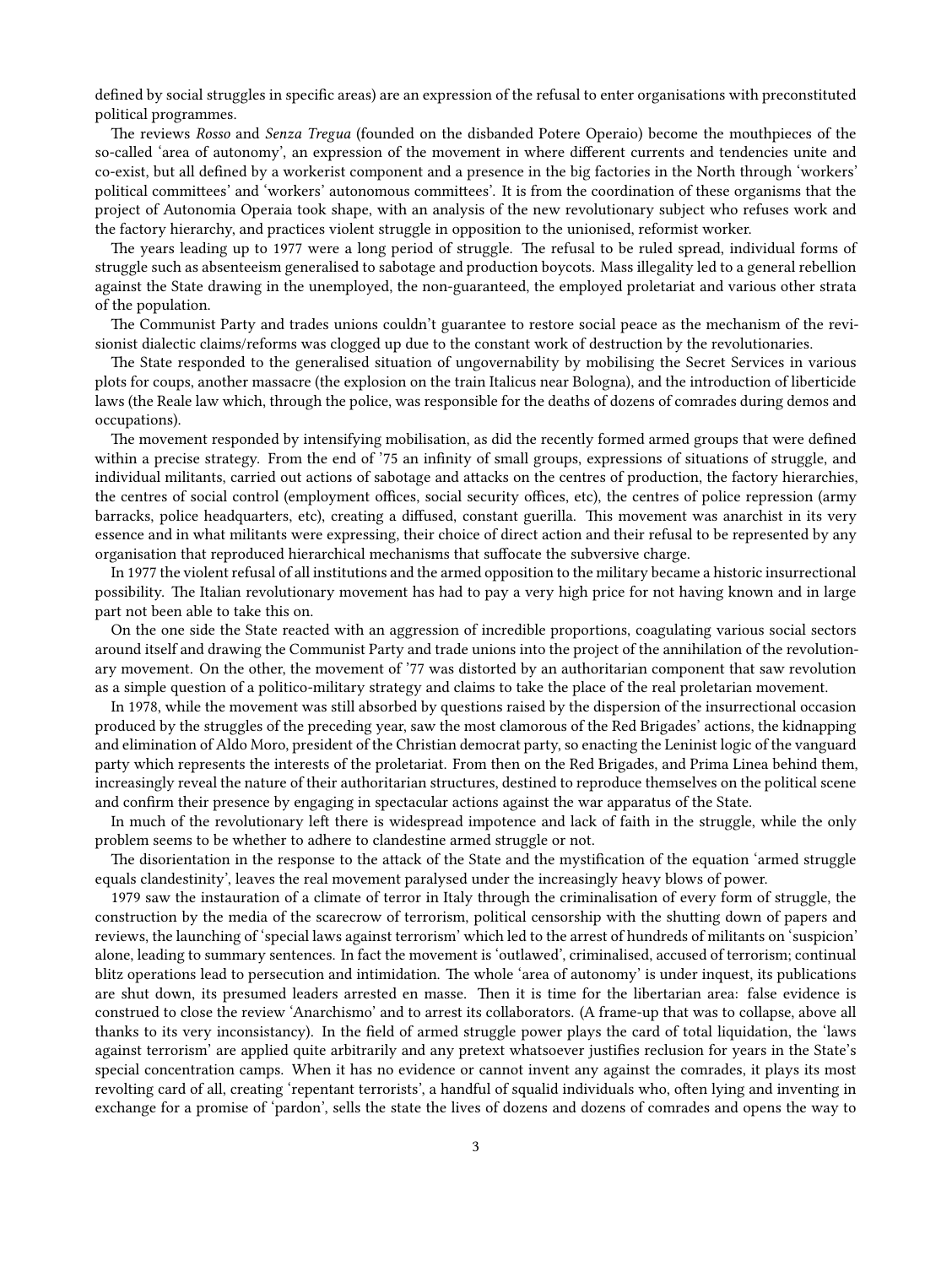defined by social struggles in specific areas) are an expression of the refusal to enter organisations with preconstituted political programmes.

The reviews *Rosso* and *Senza Tregua* (founded on the disbanded Potere Operaio) become the mouthpieces of the so-called 'area of autonomy', an expression of the movement in where different currents and tendencies unite and co-exist, but all defined by a workerist component and a presence in the big factories in the North through 'workers' political committees' and 'workers' autonomous committees'. It is from the coordination of these organisms that the project of Autonomia Operaia took shape, with an analysis of the new revolutionary subject who refuses work and the factory hierarchy, and practices violent struggle in opposition to the unionised, reformist worker.

The years leading up to 1977 were a long period of struggle. The refusal to be ruled spread, individual forms of struggle such as absenteeism generalised to sabotage and production boycots. Mass illegality led to a general rebellion against the State drawing in the unemployed, the non-guaranteed, the employed proletariat and various other strata of the population.

The Communist Party and trades unions couldn't guarantee to restore social peace as the mechanism of the revisionist dialectic claims/reforms was clogged up due to the constant work of destruction by the revolutionaries.

The State responded to the generalised situation of ungovernability by mobilising the Secret Services in various plots for coups, another massacre (the explosion on the train Italicus near Bologna), and the introduction of liberticide laws (the Reale law which, through the police, was responsible for the deaths of dozens of comrades during demos and occupations).

The movement responded by intensifying mobilisation, as did the recently formed armed groups that were defined within a precise strategy. From the end of '75 an infinity of small groups, expressions of situations of struggle, and individual militants, carried out actions of sabotage and attacks on the centres of production, the factory hierarchies, the centres of social control (employment offices, social security offices, etc), the centres of police repression (army barracks, police headquarters, etc), creating a diffused, constant guerilla. This movement was anarchist in its very essence and in what militants were expressing, their choice of direct action and their refusal to be represented by any organisation that reproduced hierarchical mechanisms that suffocate the subversive charge.

In 1977 the violent refusal of all institutions and the armed opposition to the military became a historic insurrectional possibility. The Italian revolutionary movement has had to pay a very high price for not having known and in large part not been able to take this on.

On the one side the State reacted with an aggression of incredible proportions, coagulating various social sectors around itself and drawing the Communist Party and trade unions into the project of the annihilation of the revolutionary movement. On the other, the movement of '77 was distorted by an authoritarian component that saw revolution as a simple question of a politico-military strategy and claims to take the place of the real proletarian movement.

In 1978, while the movement was still absorbed by questions raised by the dispersion of the insurrectional occasion produced by the struggles of the preceding year, saw the most clamorous of the Red Brigades' actions, the kidnapping and elimination of Aldo Moro, president of the Christian democrat party, so enacting the Leninist logic of the vanguard party which represents the interests of the proletariat. From then on the Red Brigades, and Prima Linea behind them, increasingly reveal the nature of their authoritarian structures, destined to reproduce themselves on the political scene and confirm their presence by engaging in spectacular actions against the war apparatus of the State.

In much of the revolutionary left there is widespread impotence and lack of faith in the struggle, while the only problem seems to be whether to adhere to clandestine armed struggle or not.

The disorientation in the response to the attack of the State and the mystification of the equation 'armed struggle equals clandestinity', leaves the real movement paralysed under the increasingly heavy blows of power.

1979 saw the instauration of a climate of terror in Italy through the criminalisation of every form of struggle, the construction by the media of the scarecrow of terrorism, political censorship with the shutting down of papers and reviews, the launching of 'special laws against terrorism' which led to the arrest of hundreds of militants on 'suspicion' alone, leading to summary sentences. In fact the movement is 'outlawed', criminalised, accused of terrorism; continual blitz operations lead to persecution and intimidation. The whole 'area of autonomy' is under inquest, its publications are shut down, its presumed leaders arrested en masse. Then it is time for the libertarian area: false evidence is construed to close the review 'Anarchismo' and to arrest its collaborators. (A frame-up that was to collapse, above all thanks to its very inconsistancy). In the field of armed struggle power plays the card of total liquidation, the 'laws against terrorism' are applied quite arbitrarily and any pretext whatsoever justifies reclusion for years in the State's special concentration camps. When it has no evidence or cannot invent any against the comrades, it plays its most revolting card of all, creating 'repentant terrorists', a handful of squalid individuals who, often lying and inventing in exchange for a promise of 'pardon', sells the state the lives of dozens and dozens of comrades and opens the way to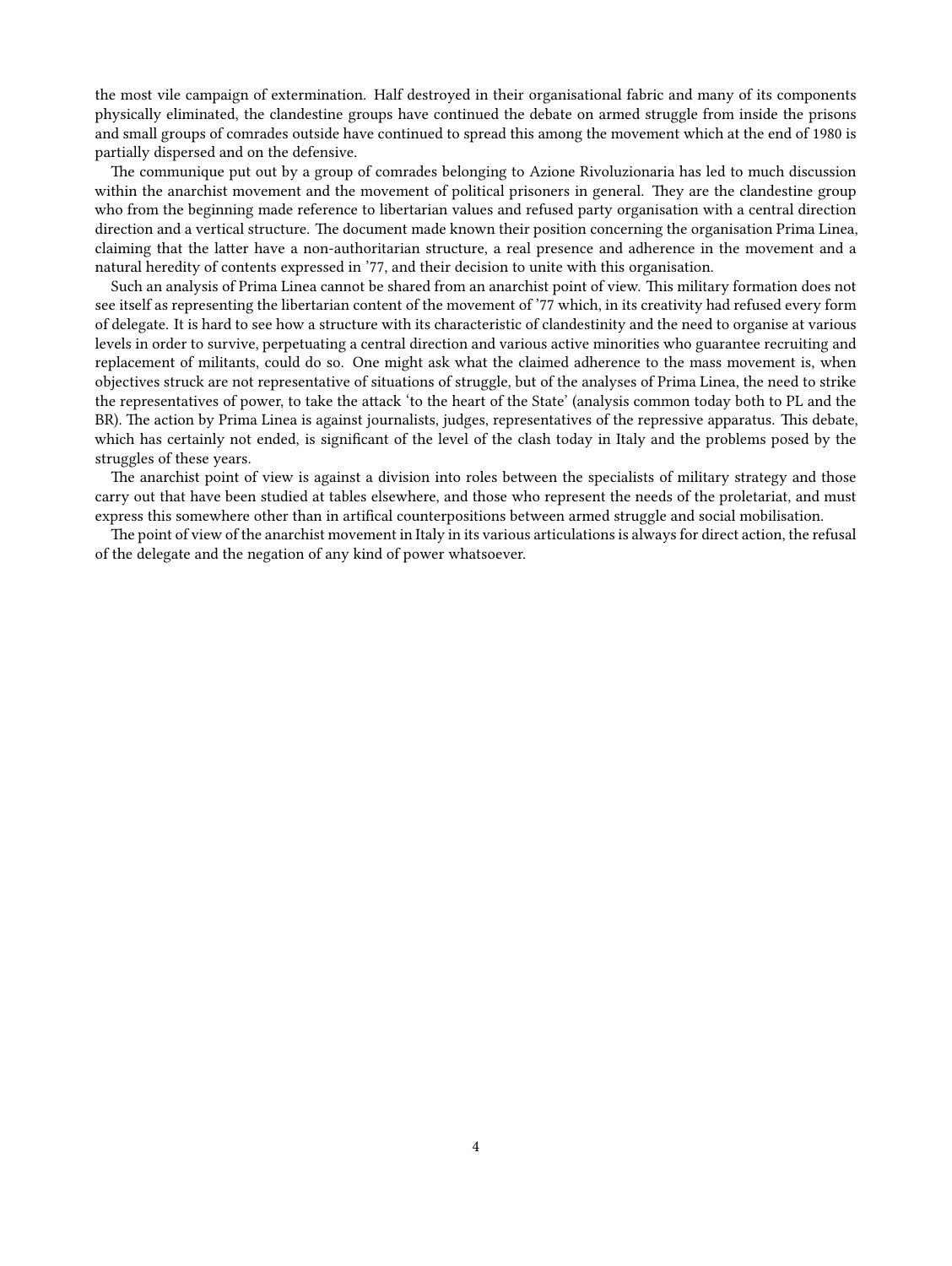the most vile campaign of extermination. Half destroyed in their organisational fabric and many of its components physically eliminated, the clandestine groups have continued the debate on armed struggle from inside the prisons and small groups of comrades outside have continued to spread this among the movement which at the end of 1980 is partially dispersed and on the defensive.

The communique put out by a group of comrades belonging to Azione Rivoluzionaria has led to much discussion within the anarchist movement and the movement of political prisoners in general. They are the clandestine group who from the beginning made reference to libertarian values and refused party organisation with a central direction direction and a vertical structure. The document made known their position concerning the organisation Prima Linea, claiming that the latter have a non-authoritarian structure, a real presence and adherence in the movement and a natural heredity of contents expressed in '77, and their decision to unite with this organisation.

Such an analysis of Prima Linea cannot be shared from an anarchist point of view. This military formation does not see itself as representing the libertarian content of the movement of '77 which, in its creativity had refused every form of delegate. It is hard to see how a structure with its characteristic of clandestinity and the need to organise at various levels in order to survive, perpetuating a central direction and various active minorities who guarantee recruiting and replacement of militants, could do so. One might ask what the claimed adherence to the mass movement is, when objectives struck are not representative of situations of struggle, but of the analyses of Prima Linea, the need to strike the representatives of power, to take the attack 'to the heart of the State' (analysis common today both to PL and the BR). The action by Prima Linea is against journalists, judges, representatives of the repressive apparatus. This debate, which has certainly not ended, is significant of the level of the clash today in Italy and the problems posed by the struggles of these years.

The anarchist point of view is against a division into roles between the specialists of military strategy and those carry out that have been studied at tables elsewhere, and those who represent the needs of the proletariat, and must express this somewhere other than in artifical counterpositions between armed struggle and social mobilisation.

The point of view of the anarchist movement in Italy in its various articulations is always for direct action, the refusal of the delegate and the negation of any kind of power whatsoever.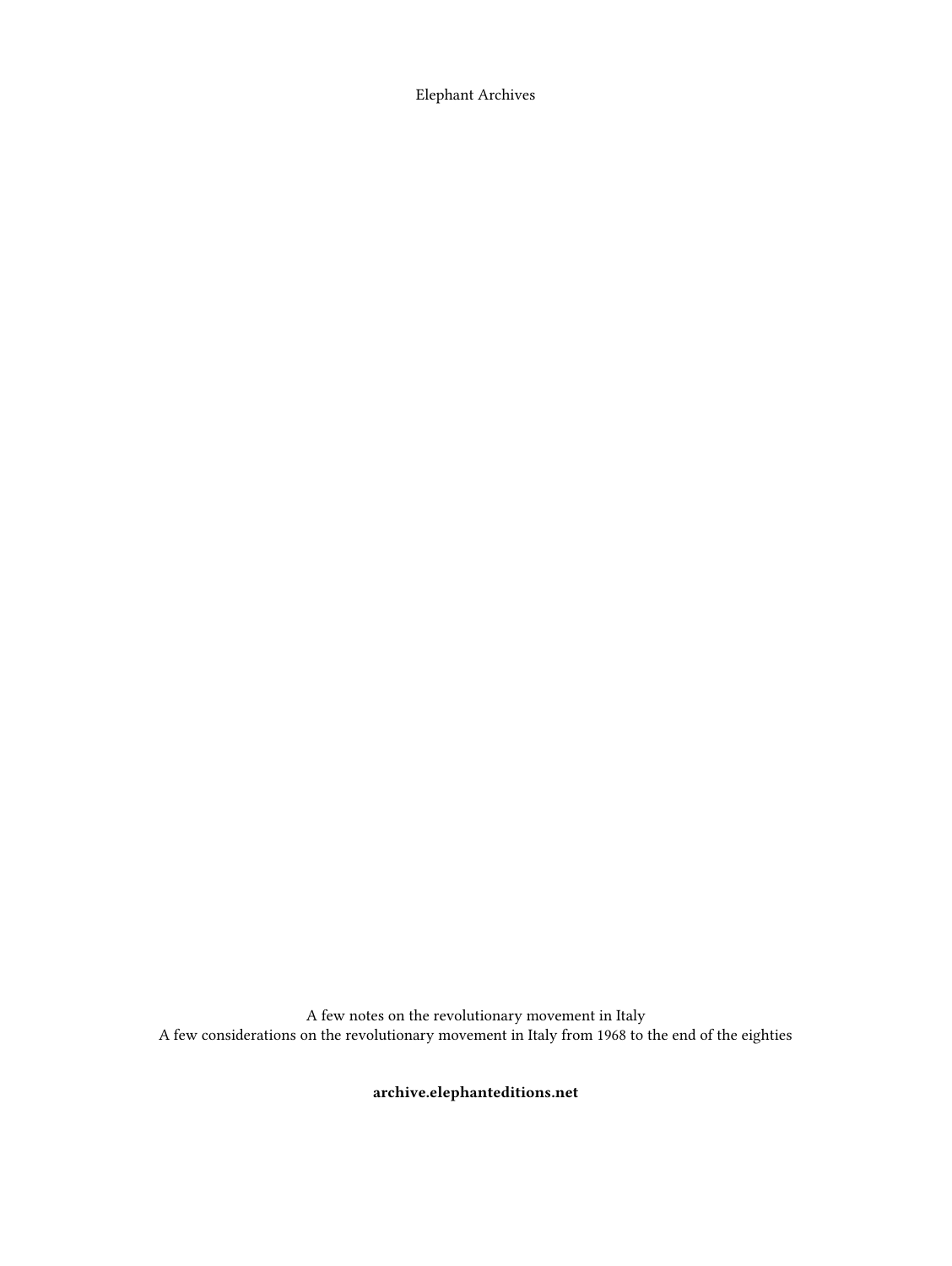Elephant Archives

A few notes on the revolutionary movement in Italy
A few considerations on the revolutionary movement in Italy from 1968 to the end of the eighties

**archive.elephanteditions.net**